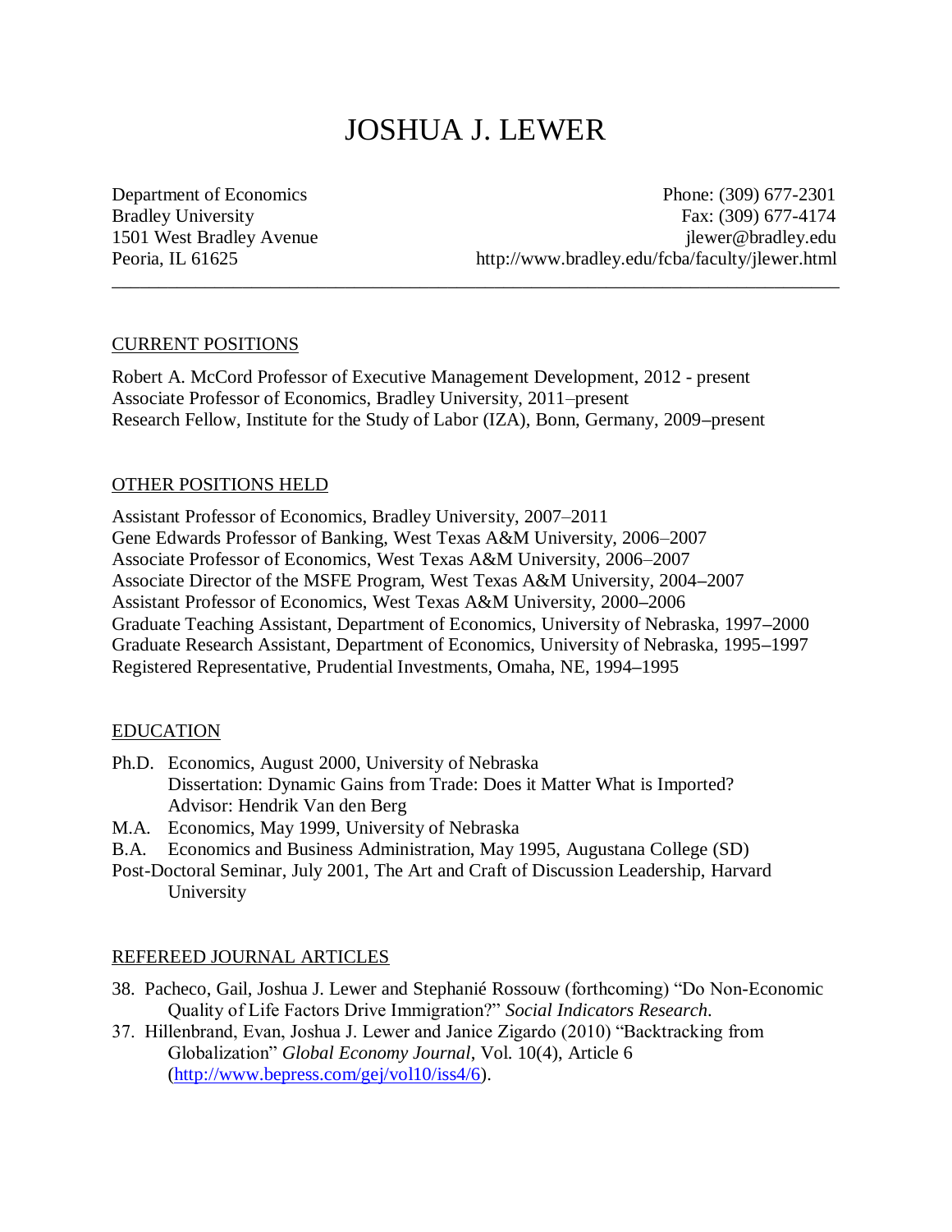# JOSHUA J. LEWER

Department of Economics
Bradley University
1501 West Bradley Avenue
Peoria, IL 61625

Phone: (309) 677-2301
Fax: (309) 677-4174
jlewer@bradley.edu
http://www.bradley.edu/fcba/faculty/jlewer.html

---

## CURRENT POSITIONS

Robert A. McCord Professor of Executive Management Development, 2012 - present
Associate Professor of Economics, Bradley University, 2011–present
Research Fellow, Institute for the Study of Labor (IZA), Bonn, Germany, 2009–present

## OTHER POSITIONS HELD

Assistant Professor of Economics, Bradley University, 2007–2011
Gene Edwards Professor of Banking, West Texas A&M University, 2006–2007
Associate Professor of Economics, West Texas A&M University, 2006–2007
Associate Director of the MSFE Program, West Texas A&M University, 2004–2007
Assistant Professor of Economics, West Texas A&M University, 2000–2006
Graduate Teaching Assistant, Department of Economics, University of Nebraska, 1997–2000
Graduate Research Assistant, Department of Economics, University of Nebraska, 1995–1997
Registered Representative, Prudential Investments, Omaha, NE, 1994–1995

## EDUCATION

Ph.D. Economics, August 2000, University of Nebraska
Dissertation: Dynamic Gains from Trade: Does it Matter What is Imported?
Advisor: Hendrik Van den Berg

M.A. Economics, May 1999, University of Nebraska

B.A. Economics and Business Administration, May 1995, Augustana College (SD)

Post-Doctoral Seminar, July 2001, The Art and Craft of Discussion Leadership, Harvard University

## REFEREED JOURNAL ARTICLES

38. Pacheco, Gail, Joshua J. Lewer and Stephanié Rossouw (forthcoming) "Do Non-Economic Quality of Life Factors Drive Immigration?" *Social Indicators Research*.
37. Hillenbrand, Evan, Joshua J. Lewer and Janice Zigardo (2010) "Backtracking from Globalization" *Global Economy Journal*, Vol. 10(4), Article 6 (http://www.bepress.com/gej/vol10/iss4/6).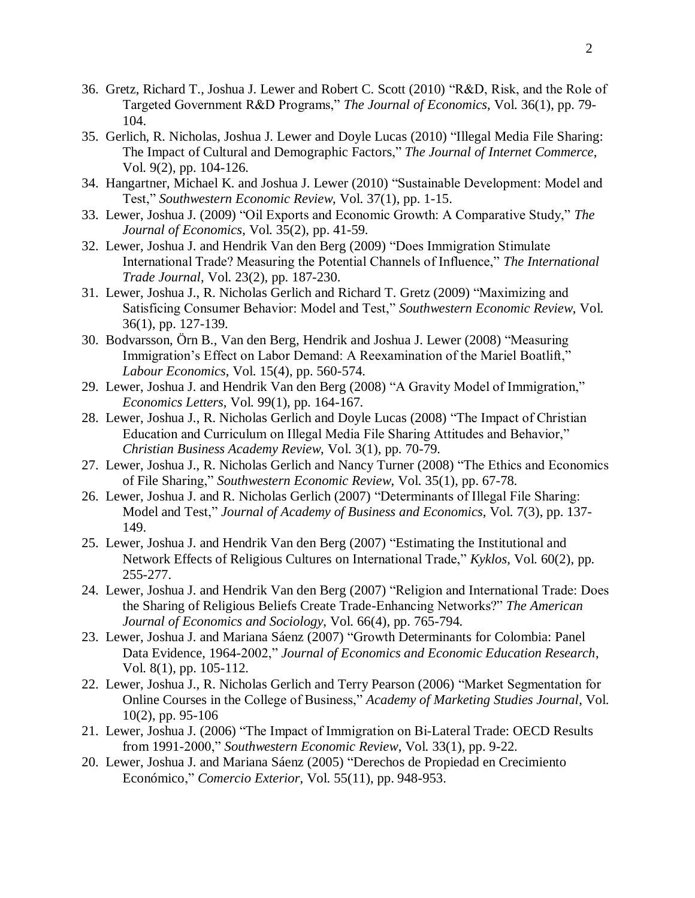36. Gretz, Richard T., Joshua J. Lewer and Robert C. Scott (2010) "R&D, Risk, and the Role of Targeted Government R&D Programs," *The Journal of Economics*, Vol. 36(1), pp. 79-104.
35. Gerlich, R. Nicholas, Joshua J. Lewer and Doyle Lucas (2010) "Illegal Media File Sharing: The Impact of Cultural and Demographic Factors," *The Journal of Internet Commerce*, Vol. 9(2), pp. 104-126.
34. Hangartner, Michael K. and Joshua J. Lewer (2010) "Sustainable Development: Model and Test," *Southwestern Economic Review*, Vol. 37(1), pp. 1-15.
33. Lewer, Joshua J. (2009) "Oil Exports and Economic Growth: A Comparative Study," *The Journal of Economics*, Vol. 35(2), pp. 41-59.
32. Lewer, Joshua J. and Hendrik Van den Berg (2009) "Does Immigration Stimulate International Trade? Measuring the Potential Channels of Influence," *The International Trade Journal*, Vol. 23(2), pp. 187-230.
31. Lewer, Joshua J., R. Nicholas Gerlich and Richard T. Gretz (2009) "Maximizing and Satisficing Consumer Behavior: Model and Test," *Southwestern Economic Review*, Vol. 36(1), pp. 127-139.
30. Bodvarsson, Örn B., Van den Berg, Hendrik and Joshua J. Lewer (2008) "Measuring Immigration's Effect on Labor Demand: A Reexamination of the Mariel Boatlift," *Labour Economics*, Vol. 15(4), pp. 560-574.
29. Lewer, Joshua J. and Hendrik Van den Berg (2008) "A Gravity Model of Immigration," *Economics Letters*, Vol. 99(1), pp. 164-167.
28. Lewer, Joshua J., R. Nicholas Gerlich and Doyle Lucas (2008) "The Impact of Christian Education and Curriculum on Illegal Media File Sharing Attitudes and Behavior," *Christian Business Academy Review*, Vol. 3(1), pp. 70-79.
27. Lewer, Joshua J., R. Nicholas Gerlich and Nancy Turner (2008) "The Ethics and Economics of File Sharing," *Southwestern Economic Review*, Vol. 35(1), pp. 67-78.
26. Lewer, Joshua J. and R. Nicholas Gerlich (2007) "Determinants of Illegal File Sharing: Model and Test," *Journal of Academy of Business and Economics*, Vol. 7(3), pp. 137-149.
25. Lewer, Joshua J. and Hendrik Van den Berg (2007) "Estimating the Institutional and Network Effects of Religious Cultures on International Trade," *Kyklos*, Vol. 60(2), pp. 255-277.
24. Lewer, Joshua J. and Hendrik Van den Berg (2007) "Religion and International Trade: Does the Sharing of Religious Beliefs Create Trade-Enhancing Networks?" *The American Journal of Economics and Sociology*, Vol. 66(4), pp. 765-794.
23. Lewer, Joshua J. and Mariana Sáenz (2007) "Growth Determinants for Colombia: Panel Data Evidence, 1964-2002," *Journal of Economics and Economic Education Research*, Vol. 8(1), pp. 105-112.
22. Lewer, Joshua J., R. Nicholas Gerlich and Terry Pearson (2006) "Market Segmentation for Online Courses in the College of Business," *Academy of Marketing Studies Journal*, Vol. 10(2), pp. 95-106
21. Lewer, Joshua J. (2006) "The Impact of Immigration on Bi-Lateral Trade: OECD Results from 1991-2000," *Southwestern Economic Review*, Vol. 33(1), pp. 9-22.
20. Lewer, Joshua J. and Mariana Sáenz (2005) "Derechos de Propiedad en Crecimiento Económico," *Comercio Exterior*, Vol. 55(11), pp. 948-953.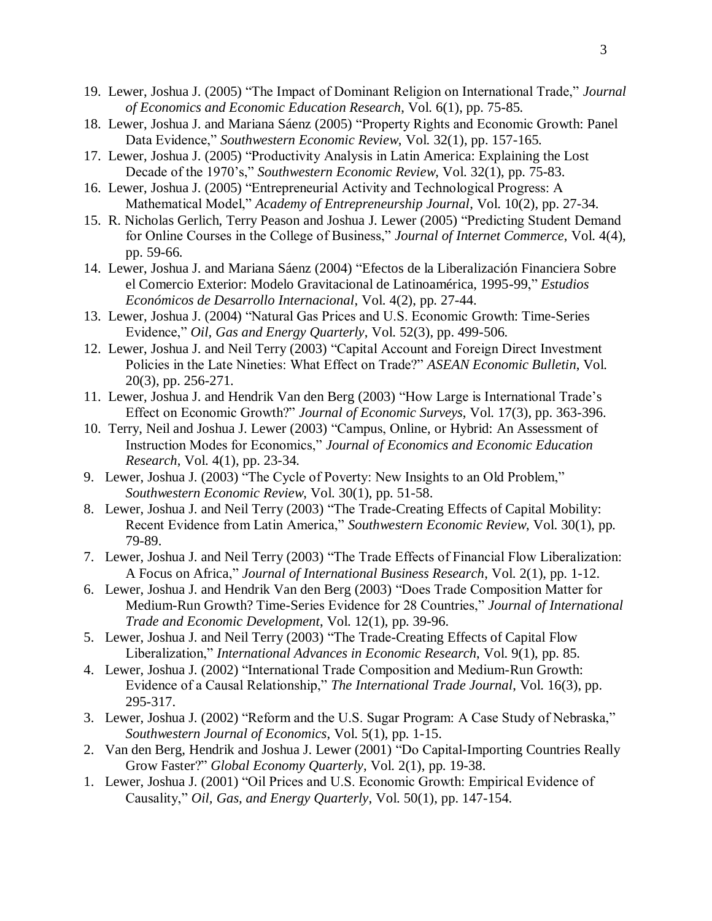19. Lewer, Joshua J. (2005) "The Impact of Dominant Religion on International Trade," *Journal of Economics and Economic Education Research*, Vol. 6(1), pp. 75-85.
18. Lewer, Joshua J. and Mariana Sáenz (2005) "Property Rights and Economic Growth: Panel Data Evidence," *Southwestern Economic Review*, Vol. 32(1), pp. 157-165.
17. Lewer, Joshua J. (2005) "Productivity Analysis in Latin America: Explaining the Lost Decade of the 1970's," *Southwestern Economic Review*, Vol. 32(1), pp. 75-83.
16. Lewer, Joshua J. (2005) "Entrepreneurial Activity and Technological Progress: A Mathematical Model," *Academy of Entrepreneurship Journal*, Vol. 10(2), pp. 27-34.
15. R. Nicholas Gerlich, Terry Peason and Joshua J. Lewer (2005) "Predicting Student Demand for Online Courses in the College of Business," *Journal of Internet Commerce*, Vol. 4(4), pp. 59-66.
14. Lewer, Joshua J. and Mariana Sáenz (2004) "Efectos de la Liberalización Financiera Sobre el Comercio Exterior: Modelo Gravitacional de Latinoamérica, 1995-99," *Estudios Económicos de Desarrollo Internacional*, Vol. 4(2), pp. 27-44.
13. Lewer, Joshua J. (2004) "Natural Gas Prices and U.S. Economic Growth: Time-Series Evidence," *Oil, Gas and Energy Quarterly*, Vol. 52(3), pp. 499-506.
12. Lewer, Joshua J. and Neil Terry (2003) "Capital Account and Foreign Direct Investment Policies in the Late Nineties: What Effect on Trade?" *ASEAN Economic Bulletin*, Vol. 20(3), pp. 256-271.
11. Lewer, Joshua J. and Hendrik Van den Berg (2003) "How Large is International Trade's Effect on Economic Growth?" *Journal of Economic Surveys*, Vol. 17(3), pp. 363-396.
10. Terry, Neil and Joshua J. Lewer (2003) "Campus, Online, or Hybrid: An Assessment of Instruction Modes for Economics," *Journal of Economics and Economic Education Research*, Vol. 4(1), pp. 23-34.
9. Lewer, Joshua J. (2003) "The Cycle of Poverty: New Insights to an Old Problem," *Southwestern Economic Review*, Vol. 30(1), pp. 51-58.
8. Lewer, Joshua J. and Neil Terry (2003) "The Trade-Creating Effects of Capital Mobility: Recent Evidence from Latin America," *Southwestern Economic Review*, Vol. 30(1), pp. 79-89.
7. Lewer, Joshua J. and Neil Terry (2003) "The Trade Effects of Financial Flow Liberalization: A Focus on Africa," *Journal of International Business Research*, Vol. 2(1), pp. 1-12.
6. Lewer, Joshua J. and Hendrik Van den Berg (2003) "Does Trade Composition Matter for Medium-Run Growth? Time-Series Evidence for 28 Countries," *Journal of International Trade and Economic Development*, Vol. 12(1), pp. 39-96.
5. Lewer, Joshua J. and Neil Terry (2003) "The Trade-Creating Effects of Capital Flow Liberalization," *International Advances in Economic Research*, Vol. 9(1), pp. 85.
4. Lewer, Joshua J. (2002) "International Trade Composition and Medium-Run Growth: Evidence of a Causal Relationship," *The International Trade Journal*, Vol. 16(3), pp. 295-317.
3. Lewer, Joshua J. (2002) "Reform and the U.S. Sugar Program: A Case Study of Nebraska," *Southwestern Journal of Economics*, Vol. 5(1), pp. 1-15.
2. Van den Berg, Hendrik and Joshua J. Lewer (2001) "Do Capital-Importing Countries Really Grow Faster?" *Global Economy Quarterly*, Vol. 2(1), pp. 19-38.
1. Lewer, Joshua J. (2001) "Oil Prices and U.S. Economic Growth: Empirical Evidence of Causality," *Oil, Gas, and Energy Quarterly*, Vol. 50(1), pp. 147-154.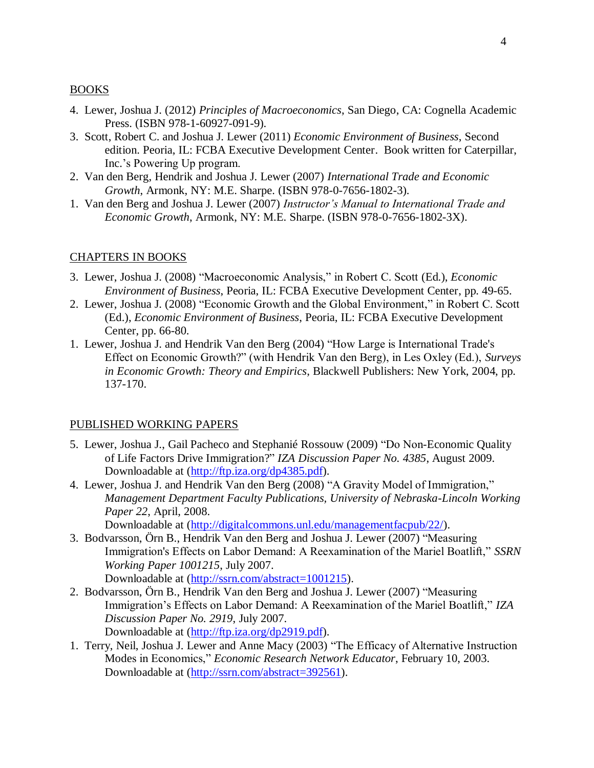## BOOKS

4. Lewer, Joshua J. (2012) *Principles of Macroeconomics*, San Diego, CA: Cognella Academic Press. (ISBN 978-1-60927-091-9).
3. Scott, Robert C. and Joshua J. Lewer (2011) *Economic Environment of Business*, Second edition. Peoria, IL: FCBA Executive Development Center. Book written for Caterpillar, Inc.'s Powering Up program.
2. Van den Berg, Hendrik and Joshua J. Lewer (2007) *International Trade and Economic Growth*, Armonk, NY: M.E. Sharpe. (ISBN 978-0-7656-1802-3).
1. Van den Berg and Joshua J. Lewer (2007) *Instructor's Manual to International Trade and Economic Growth*, Armonk, NY: M.E. Sharpe. (ISBN 978-0-7656-1802-3X).

## CHAPTERS IN BOOKS

3. Lewer, Joshua J. (2008) "Macroeconomic Analysis," in Robert C. Scott (Ed.), *Economic Environment of Business*, Peoria, IL: FCBA Executive Development Center, pp. 49-65.
2. Lewer, Joshua J. (2008) "Economic Growth and the Global Environment," in Robert C. Scott (Ed.), *Economic Environment of Business*, Peoria, IL: FCBA Executive Development Center, pp. 66-80.
1. Lewer, Joshua J. and Hendrik Van den Berg (2004) "How Large is International Trade's Effect on Economic Growth?" (with Hendrik Van den Berg), in Les Oxley (Ed.), *Surveys in Economic Growth: Theory and Empirics*, Blackwell Publishers: New York, 2004, pp. 137-170.

## PUBLISHED WORKING PAPERS

5. Lewer, Joshua J., Gail Pacheco and Stephanié Rossouw (2009) "Do Non-Economic Quality of Life Factors Drive Immigration?" *IZA Discussion Paper No. 4385*, August 2009. Downloadable at (http://ftp.iza.org/dp4385.pdf).
4. Lewer, Joshua J. and Hendrik Van den Berg (2008) "A Gravity Model of Immigration," *Management Department Faculty Publications, University of Nebraska-Lincoln Working Paper 22*, April, 2008.
   Downloadable at (http://digitalcommons.unl.edu/managementfacpub/22/).
3. Bodvarsson, Örn B., Hendrik Van den Berg and Joshua J. Lewer (2007) "Measuring Immigration's Effects on Labor Demand: A Reexamination of the Mariel Boatlift," *SSRN Working Paper 1001215*, July 2007.
   Downloadable at (http://ssrn.com/abstract=1001215).
2. Bodvarsson, Örn B., Hendrik Van den Berg and Joshua J. Lewer (2007) "Measuring Immigration's Effects on Labor Demand: A Reexamination of the Mariel Boatlift," *IZA Discussion Paper No. 2919*, July 2007.
   Downloadable at (http://ftp.iza.org/dp2919.pdf).
1. Terry, Neil, Joshua J. Lewer and Anne Macy (2003) "The Efficacy of Alternative Instruction Modes in Economics," *Economic Research Network Educator*, February 10, 2003. Downloadable at (http://ssrn.com/abstract=392561).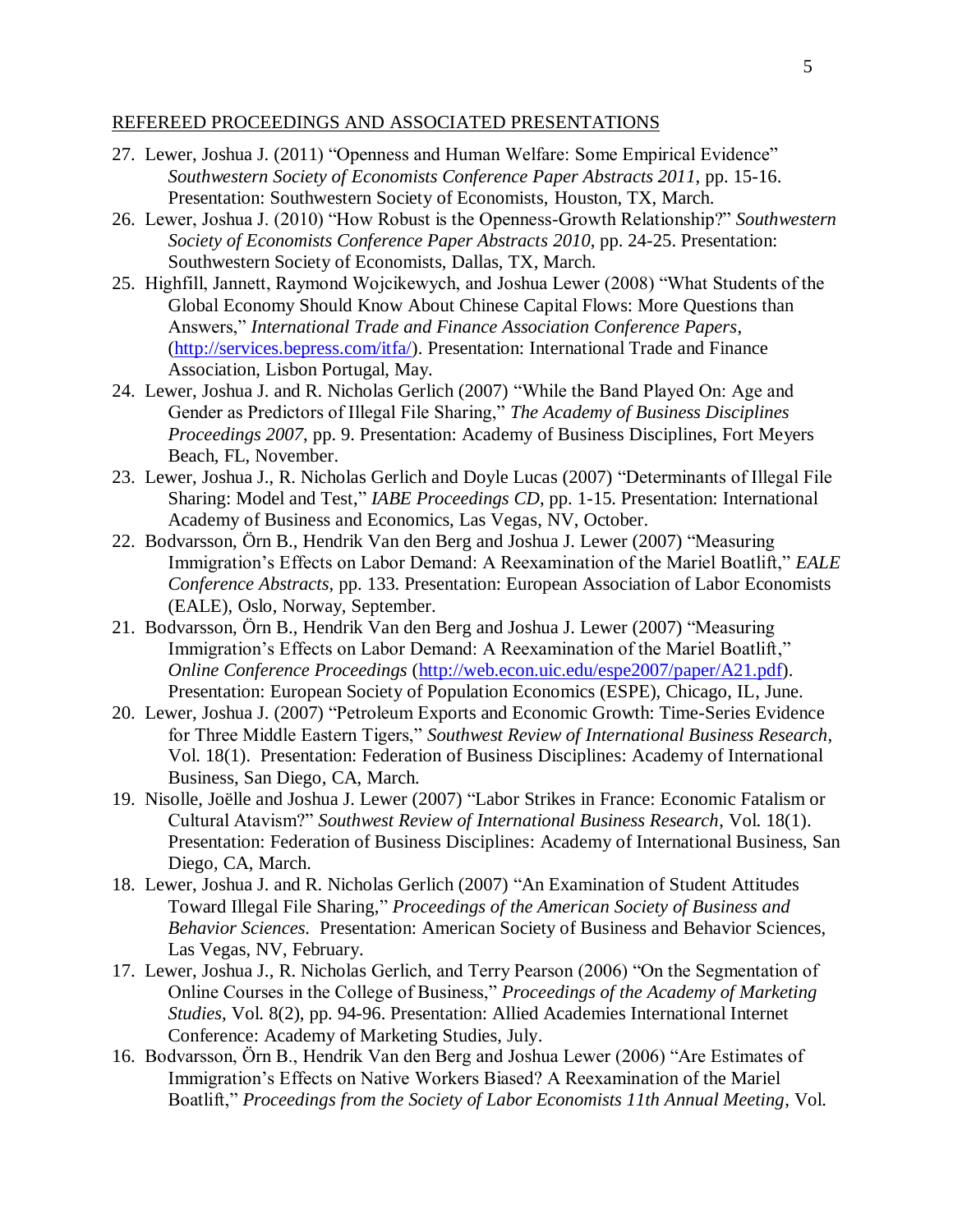## REFEREED PROCEEDINGS AND ASSOCIATED PRESENTATIONS

27. Lewer, Joshua J. (2011) "Openness and Human Welfare: Some Empirical Evidence" *Southwestern Society of Economists Conference Paper Abstracts 2011*, pp. 15-16. Presentation: Southwestern Society of Economists, Houston, TX, March.
26. Lewer, Joshua J. (2010) "How Robust is the Openness-Growth Relationship?" *Southwestern Society of Economists Conference Paper Abstracts 2010*, pp. 24-25. Presentation: Southwestern Society of Economists, Dallas, TX, March.
25. Highfill, Jannett, Raymond Wojcikewych, and Joshua Lewer (2008) "What Students of the Global Economy Should Know About Chinese Capital Flows: More Questions than Answers," *International Trade and Finance Association Conference Papers*, (http://services.bepress.com/itfa/). Presentation: International Trade and Finance Association, Lisbon Portugal, May.
24. Lewer, Joshua J. and R. Nicholas Gerlich (2007) "While the Band Played On: Age and Gender as Predictors of Illegal File Sharing," *The Academy of Business Disciplines Proceedings 2007*, pp. 9. Presentation: Academy of Business Disciplines, Fort Meyers Beach, FL, November.
23. Lewer, Joshua J., R. Nicholas Gerlich and Doyle Lucas (2007) "Determinants of Illegal File Sharing: Model and Test," *IABE Proceedings CD*, pp. 1-15. Presentation: International Academy of Business and Economics, Las Vegas, NV, October.
22. Bodvarsson, Örn B., Hendrik Van den Berg and Joshua J. Lewer (2007) "Measuring Immigration's Effects on Labor Demand: A Reexamination of the Mariel Boatlift," *EALE Conference Abstracts*, pp. 133. Presentation: European Association of Labor Economists (EALE), Oslo, Norway, September.
21. Bodvarsson, Örn B., Hendrik Van den Berg and Joshua J. Lewer (2007) "Measuring Immigration's Effects on Labor Demand: A Reexamination of the Mariel Boatlift," *Online Conference Proceedings* (http://web.econ.uic.edu/espe2007/paper/A21.pdf). Presentation: European Society of Population Economics (ESPE), Chicago, IL, June.
20. Lewer, Joshua J. (2007) "Petroleum Exports and Economic Growth: Time-Series Evidence for Three Middle Eastern Tigers," *Southwest Review of International Business Research*, Vol. 18(1). Presentation: Federation of Business Disciplines: Academy of International Business, San Diego, CA, March.
19. Nisolle, Joëlle and Joshua J. Lewer (2007) "Labor Strikes in France: Economic Fatalism or Cultural Atavism?" *Southwest Review of International Business Research*, Vol. 18(1). Presentation: Federation of Business Disciplines: Academy of International Business, San Diego, CA, March.
18. Lewer, Joshua J. and R. Nicholas Gerlich (2007) "An Examination of Student Attitudes Toward Illegal File Sharing," *Proceedings of the American Society of Business and Behavior Sciences*. Presentation: American Society of Business and Behavior Sciences, Las Vegas, NV, February.
17. Lewer, Joshua J., R. Nicholas Gerlich, and Terry Pearson (2006) "On the Segmentation of Online Courses in the College of Business," *Proceedings of the Academy of Marketing Studies*, Vol. 8(2), pp. 94-96. Presentation: Allied Academies International Internet Conference: Academy of Marketing Studies, July.
16. Bodvarsson, Örn B., Hendrik Van den Berg and Joshua Lewer (2006) "Are Estimates of Immigration's Effects on Native Workers Biased? A Reexamination of the Mariel Boatlift," *Proceedings from the Society of Labor Economists 11th Annual Meeting*, Vol.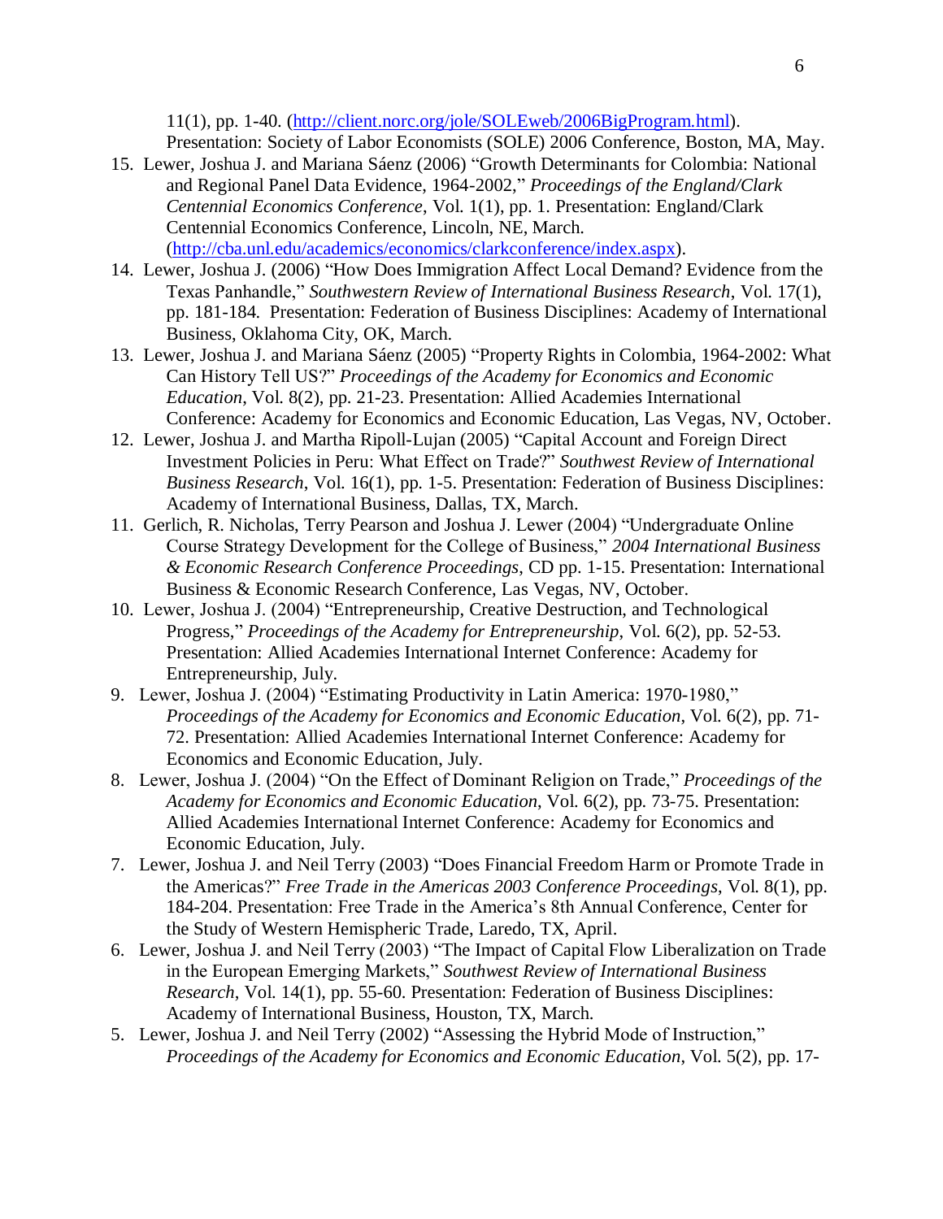11(1), pp. 1-40. (http://client.norc.org/jole/SOLEweb/2006BigProgram.html). Presentation: Society of Labor Economists (SOLE) 2006 Conference, Boston, MA, May.

15. Lewer, Joshua J. and Mariana Sáenz (2006) "Growth Determinants for Colombia: National and Regional Panel Data Evidence, 1964-2002," *Proceedings of the England/Clark Centennial Economics Conference*, Vol. 1(1), pp. 1. Presentation: England/Clark Centennial Economics Conference, Lincoln, NE, March. (http://cba.unl.edu/academics/economics/clarkconference/index.aspx).
14. Lewer, Joshua J. (2006) "How Does Immigration Affect Local Demand? Evidence from the Texas Panhandle," *Southwestern Review of International Business Research*, Vol. 17(1), pp. 181-184. Presentation: Federation of Business Disciplines: Academy of International Business, Oklahoma City, OK, March.
13. Lewer, Joshua J. and Mariana Sáenz (2005) "Property Rights in Colombia, 1964-2002: What Can History Tell US?" *Proceedings of the Academy for Economics and Economic Education*, Vol. 8(2), pp. 21-23. Presentation: Allied Academies International Conference: Academy for Economics and Economic Education, Las Vegas, NV, October.
12. Lewer, Joshua J. and Martha Ripoll-Lujan (2005) "Capital Account and Foreign Direct Investment Policies in Peru: What Effect on Trade?" *Southwest Review of International Business Research*, Vol. 16(1), pp. 1-5. Presentation: Federation of Business Disciplines: Academy of International Business, Dallas, TX, March.
11. Gerlich, R. Nicholas, Terry Pearson and Joshua J. Lewer (2004) "Undergraduate Online Course Strategy Development for the College of Business," *2004 International Business & Economic Research Conference Proceedings*, CD pp. 1-15. Presentation: International Business & Economic Research Conference, Las Vegas, NV, October.
10. Lewer, Joshua J. (2004) "Entrepreneurship, Creative Destruction, and Technological Progress," *Proceedings of the Academy for Entrepreneurship*, Vol. 6(2), pp. 52-53. Presentation: Allied Academies International Internet Conference: Academy for Entrepreneurship, July.
9. Lewer, Joshua J. (2004) "Estimating Productivity in Latin America: 1970-1980," *Proceedings of the Academy for Economics and Economic Education*, Vol. 6(2), pp. 71-72. Presentation: Allied Academies International Internet Conference: Academy for Economics and Economic Education, July.
8. Lewer, Joshua J. (2004) "On the Effect of Dominant Religion on Trade," *Proceedings of the Academy for Economics and Economic Education*, Vol. 6(2), pp. 73-75. Presentation: Allied Academies International Internet Conference: Academy for Economics and Economic Education, July.
7. Lewer, Joshua J. and Neil Terry (2003) "Does Financial Freedom Harm or Promote Trade in the Americas?" *Free Trade in the Americas 2003 Conference Proceedings*, Vol. 8(1), pp. 184-204. Presentation: Free Trade in the America's 8th Annual Conference, Center for the Study of Western Hemispheric Trade, Laredo, TX, April.
6. Lewer, Joshua J. and Neil Terry (2003) "The Impact of Capital Flow Liberalization on Trade in the European Emerging Markets," *Southwest Review of International Business Research*, Vol. 14(1), pp. 55-60. Presentation: Federation of Business Disciplines: Academy of International Business, Houston, TX, March.
5. Lewer, Joshua J. and Neil Terry (2002) "Assessing the Hybrid Mode of Instruction," *Proceedings of the Academy for Economics and Economic Education*, Vol. 5(2), pp. 17-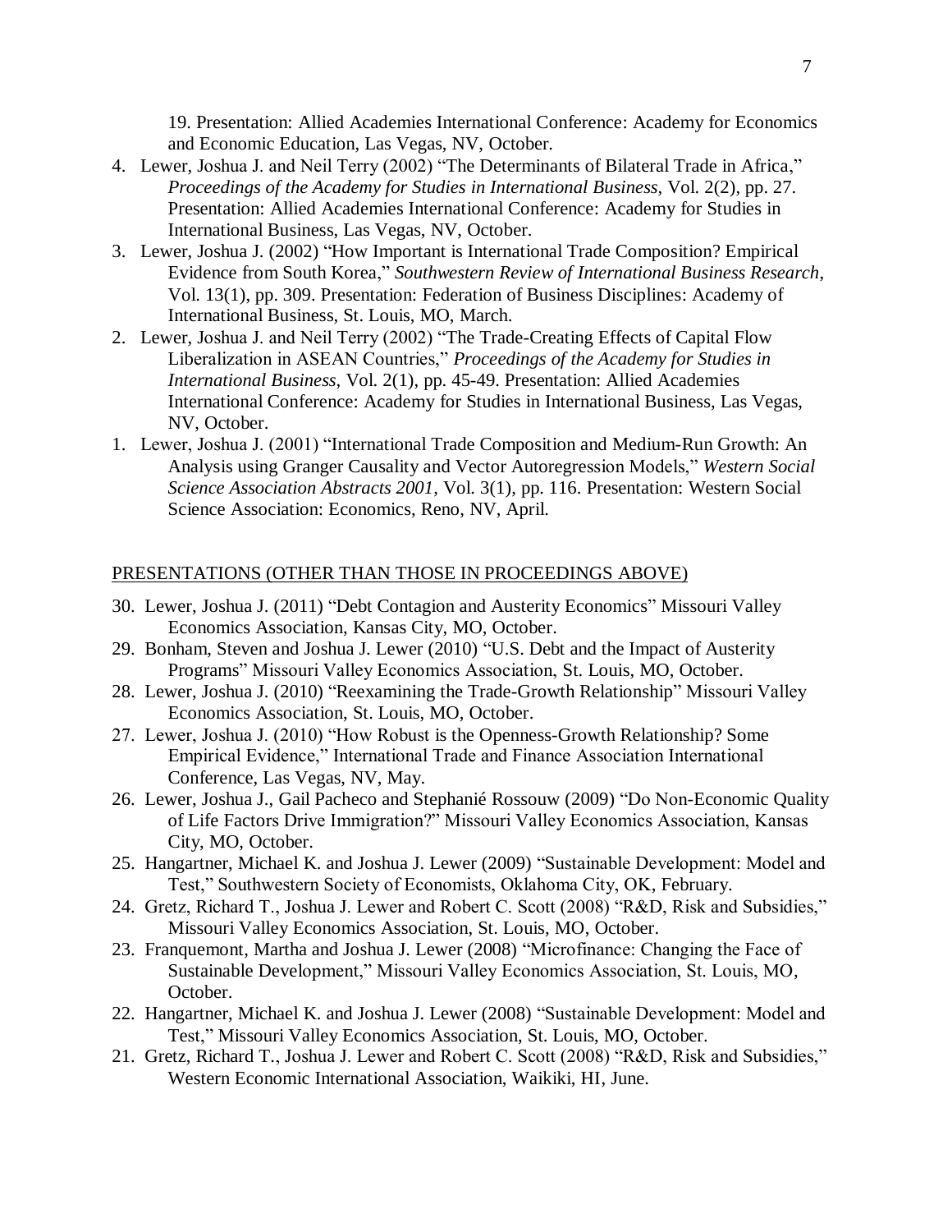19. Presentation: Allied Academies International Conference: Academy for Economics and Economic Education, Las Vegas, NV, October.

4. Lewer, Joshua J. and Neil Terry (2002) "The Determinants of Bilateral Trade in Africa," *Proceedings of the Academy for Studies in International Business*, Vol. 2(2), pp. 27. Presentation: Allied Academies International Conference: Academy for Studies in International Business, Las Vegas, NV, October.
3. Lewer, Joshua J. (2002) "How Important is International Trade Composition? Empirical Evidence from South Korea," *Southwestern Review of International Business Research*, Vol. 13(1), pp. 309. Presentation: Federation of Business Disciplines: Academy of International Business, St. Louis, MO, March.
2. Lewer, Joshua J. and Neil Terry (2002) "The Trade-Creating Effects of Capital Flow Liberalization in ASEAN Countries," *Proceedings of the Academy for Studies in International Business*, Vol. 2(1), pp. 45-49. Presentation: Allied Academies International Conference: Academy for Studies in International Business, Las Vegas, NV, October.
1. Lewer, Joshua J. (2001) "International Trade Composition and Medium-Run Growth: An Analysis using Granger Causality and Vector Autoregression Models," *Western Social Science Association Abstracts 2001*, Vol. 3(1), pp. 116. Presentation: Western Social Science Association: Economics, Reno, NV, April.

## PRESENTATIONS (OTHER THAN THOSE IN PROCEEDINGS ABOVE)

30. Lewer, Joshua J. (2011) "Debt Contagion and Austerity Economics" Missouri Valley Economics Association, Kansas City, MO, October.
29. Bonham, Steven and Joshua J. Lewer (2010) "U.S. Debt and the Impact of Austerity Programs" Missouri Valley Economics Association, St. Louis, MO, October.
28. Lewer, Joshua J. (2010) "Reexamining the Trade-Growth Relationship" Missouri Valley Economics Association, St. Louis, MO, October.
27. Lewer, Joshua J. (2010) "How Robust is the Openness-Growth Relationship? Some Empirical Evidence," International Trade and Finance Association International Conference, Las Vegas, NV, May.
26. Lewer, Joshua J., Gail Pacheco and Stephanié Rossouw (2009) "Do Non-Economic Quality of Life Factors Drive Immigration?" Missouri Valley Economics Association, Kansas City, MO, October.
25. Hangartner, Michael K. and Joshua J. Lewer (2009) "Sustainable Development: Model and Test," Southwestern Society of Economists, Oklahoma City, OK, February.
24. Gretz, Richard T., Joshua J. Lewer and Robert C. Scott (2008) "R&D, Risk and Subsidies," Missouri Valley Economics Association, St. Louis, MO, October.
23. Franquemont, Martha and Joshua J. Lewer (2008) "Microfinance: Changing the Face of Sustainable Development," Missouri Valley Economics Association, St. Louis, MO, October.
22. Hangartner, Michael K. and Joshua J. Lewer (2008) "Sustainable Development: Model and Test," Missouri Valley Economics Association, St. Louis, MO, October.
21. Gretz, Richard T., Joshua J. Lewer and Robert C. Scott (2008) "R&D, Risk and Subsidies," Western Economic International Association, Waikiki, HI, June.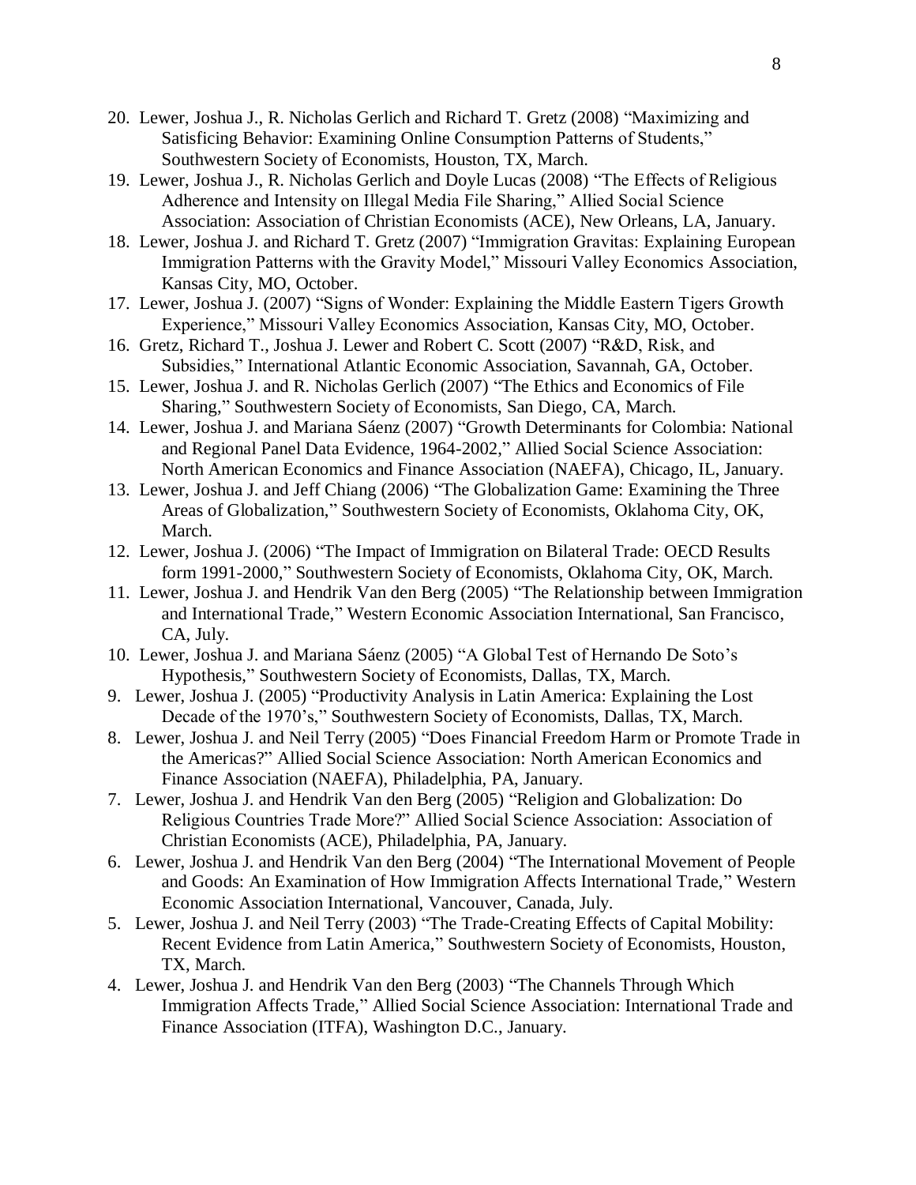20. Lewer, Joshua J., R. Nicholas Gerlich and Richard T. Gretz (2008) "Maximizing and Satisficing Behavior: Examining Online Consumption Patterns of Students," Southwestern Society of Economists, Houston, TX, March.
19. Lewer, Joshua J., R. Nicholas Gerlich and Doyle Lucas (2008) "The Effects of Religious Adherence and Intensity on Illegal Media File Sharing," Allied Social Science Association: Association of Christian Economists (ACE), New Orleans, LA, January.
18. Lewer, Joshua J. and Richard T. Gretz (2007) "Immigration Gravitas: Explaining European Immigration Patterns with the Gravity Model," Missouri Valley Economics Association, Kansas City, MO, October.
17. Lewer, Joshua J. (2007) "Signs of Wonder: Explaining the Middle Eastern Tigers Growth Experience," Missouri Valley Economics Association, Kansas City, MO, October.
16. Gretz, Richard T., Joshua J. Lewer and Robert C. Scott (2007) "R&D, Risk, and Subsidies," International Atlantic Economic Association, Savannah, GA, October.
15. Lewer, Joshua J. and R. Nicholas Gerlich (2007) "The Ethics and Economics of File Sharing," Southwestern Society of Economists, San Diego, CA, March.
14. Lewer, Joshua J. and Mariana Sáenz (2007) "Growth Determinants for Colombia: National and Regional Panel Data Evidence, 1964-2002," Allied Social Science Association: North American Economics and Finance Association (NAEFA), Chicago, IL, January.
13. Lewer, Joshua J. and Jeff Chiang (2006) "The Globalization Game: Examining the Three Areas of Globalization," Southwestern Society of Economists, Oklahoma City, OK, March.
12. Lewer, Joshua J. (2006) "The Impact of Immigration on Bilateral Trade: OECD Results form 1991-2000," Southwestern Society of Economists, Oklahoma City, OK, March.
11. Lewer, Joshua J. and Hendrik Van den Berg (2005) "The Relationship between Immigration and International Trade," Western Economic Association International, San Francisco, CA, July.
10. Lewer, Joshua J. and Mariana Sáenz (2005) "A Global Test of Hernando De Soto's Hypothesis," Southwestern Society of Economists, Dallas, TX, March.
9. Lewer, Joshua J. (2005) "Productivity Analysis in Latin America: Explaining the Lost Decade of the 1970's," Southwestern Society of Economists, Dallas, TX, March.
8. Lewer, Joshua J. and Neil Terry (2005) "Does Financial Freedom Harm or Promote Trade in the Americas?" Allied Social Science Association: North American Economics and Finance Association (NAEFA), Philadelphia, PA, January.
7. Lewer, Joshua J. and Hendrik Van den Berg (2005) "Religion and Globalization: Do Religious Countries Trade More?" Allied Social Science Association: Association of Christian Economists (ACE), Philadelphia, PA, January.
6. Lewer, Joshua J. and Hendrik Van den Berg (2004) "The International Movement of People and Goods: An Examination of How Immigration Affects International Trade," Western Economic Association International, Vancouver, Canada, July.
5. Lewer, Joshua J. and Neil Terry (2003) "The Trade-Creating Effects of Capital Mobility: Recent Evidence from Latin America," Southwestern Society of Economists, Houston, TX, March.
4. Lewer, Joshua J. and Hendrik Van den Berg (2003) "The Channels Through Which Immigration Affects Trade," Allied Social Science Association: International Trade and Finance Association (ITFA), Washington D.C., January.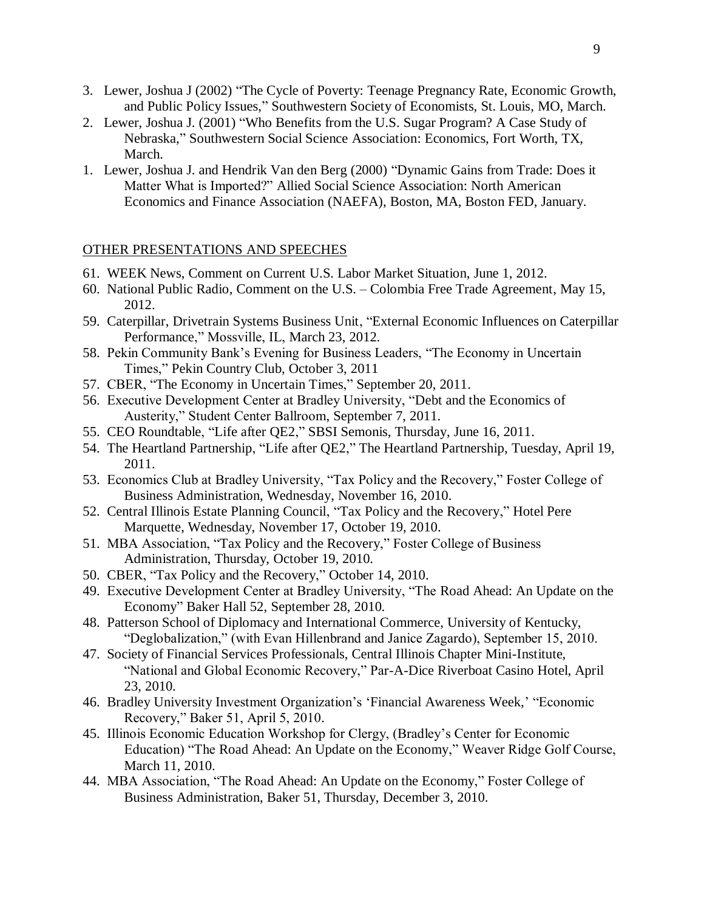3. Lewer, Joshua J (2002) "The Cycle of Poverty: Teenage Pregnancy Rate, Economic Growth, and Public Policy Issues," Southwestern Society of Economists, St. Louis, MO, March.
2. Lewer, Joshua J. (2001) "Who Benefits from the U.S. Sugar Program? A Case Study of Nebraska," Southwestern Social Science Association: Economics, Fort Worth, TX, March.
1. Lewer, Joshua J. and Hendrik Van den Berg (2000) "Dynamic Gains from Trade: Does it Matter What is Imported?" Allied Social Science Association: North American Economics and Finance Association (NAEFA), Boston, MA, Boston FED, January.

## OTHER PRESENTATIONS AND SPEECHES

61. WEEK News, Comment on Current U.S. Labor Market Situation, June 1, 2012.
60. National Public Radio, Comment on the U.S. – Colombia Free Trade Agreement, May 15, 2012.
59. Caterpillar, Drivetrain Systems Business Unit, "External Economic Influences on Caterpillar Performance," Mossville, IL, March 23, 2012.
58. Pekin Community Bank's Evening for Business Leaders, "The Economy in Uncertain Times," Pekin Country Club, October 3, 2011
57. CBER, "The Economy in Uncertain Times," September 20, 2011.
56. Executive Development Center at Bradley University, "Debt and the Economics of Austerity," Student Center Ballroom, September 7, 2011.
55. CEO Roundtable, "Life after QE2," SBSI Semonis, Thursday, June 16, 2011.
54. The Heartland Partnership, "Life after QE2," The Heartland Partnership, Tuesday, April 19, 2011.
53. Economics Club at Bradley University, "Tax Policy and the Recovery," Foster College of Business Administration, Wednesday, November 16, 2010.
52. Central Illinois Estate Planning Council, "Tax Policy and the Recovery," Hotel Pere Marquette, Wednesday, November 17, October 19, 2010.
51. MBA Association, "Tax Policy and the Recovery," Foster College of Business Administration, Thursday, October 19, 2010.
50. CBER, "Tax Policy and the Recovery," October 14, 2010.
49. Executive Development Center at Bradley University, "The Road Ahead: An Update on the Economy" Baker Hall 52, September 28, 2010.
48. Patterson School of Diplomacy and International Commerce, University of Kentucky, "Deglobalization," (with Evan Hillenbrand and Janice Zagardo), September 15, 2010.
47. Society of Financial Services Professionals, Central Illinois Chapter Mini-Institute, "National and Global Economic Recovery," Par-A-Dice Riverboat Casino Hotel, April 23, 2010.
46. Bradley University Investment Organization's 'Financial Awareness Week,' "Economic Recovery," Baker 51, April 5, 2010.
45. Illinois Economic Education Workshop for Clergy, (Bradley's Center for Economic Education) "The Road Ahead: An Update on the Economy," Weaver Ridge Golf Course, March 11, 2010.
44. MBA Association, "The Road Ahead: An Update on the Economy," Foster College of Business Administration, Baker 51, Thursday, December 3, 2010.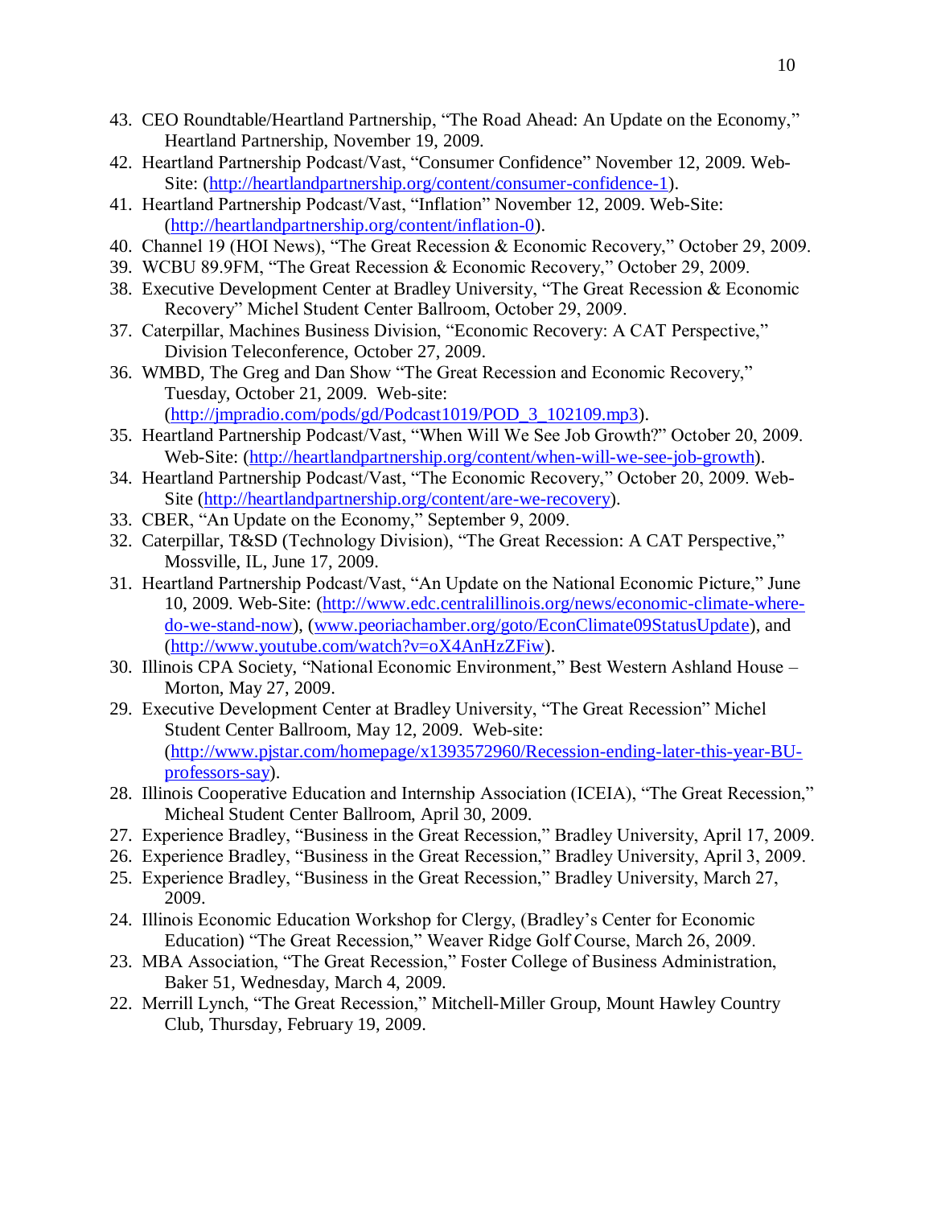43. CEO Roundtable/Heartland Partnership, "The Road Ahead: An Update on the Economy," Heartland Partnership, November 19, 2009.
42. Heartland Partnership Podcast/Vast, "Consumer Confidence" November 12, 2009. Web-Site: (http://heartlandpartnership.org/content/consumer-confidence-1).
41. Heartland Partnership Podcast/Vast, "Inflation" November 12, 2009. Web-Site: (http://heartlandpartnership.org/content/inflation-0).
40. Channel 19 (HOI News), "The Great Recession & Economic Recovery," October 29, 2009.
39. WCBU 89.9FM, "The Great Recession & Economic Recovery," October 29, 2009.
38. Executive Development Center at Bradley University, "The Great Recession & Economic Recovery" Michel Student Center Ballroom, October 29, 2009.
37. Caterpillar, Machines Business Division, "Economic Recovery: A CAT Perspective," Division Teleconference, October 27, 2009.
36. WMBD, The Greg and Dan Show "The Great Recession and Economic Recovery," Tuesday, October 21, 2009. Web-site: (http://jmpradio.com/pods/gd/Podcast1019/POD_3_102109.mp3).
35. Heartland Partnership Podcast/Vast, "When Will We See Job Growth?" October 20, 2009. Web-Site: (http://heartlandpartnership.org/content/when-will-we-see-job-growth).
34. Heartland Partnership Podcast/Vast, "The Economic Recovery," October 20, 2009. Web-Site (http://heartlandpartnership.org/content/are-we-recovery).
33. CBER, "An Update on the Economy," September 9, 2009.
32. Caterpillar, T&SD (Technology Division), "The Great Recession: A CAT Perspective," Mossville, IL, June 17, 2009.
31. Heartland Partnership Podcast/Vast, "An Update on the National Economic Picture," June 10, 2009. Web-Site: (http://www.edc.centralillinois.org/news/economic-climate-where-do-we-stand-now), (www.peoriachamber.org/goto/EconClimate09StatusUpdate), and (http://www.youtube.com/watch?v=oX4AnHzZFiw).
30. Illinois CPA Society, "National Economic Environment," Best Western Ashland House – Morton, May 27, 2009.
29. Executive Development Center at Bradley University, "The Great Recession" Michel Student Center Ballroom, May 12, 2009. Web-site: (http://www.pjstar.com/homepage/x1393572960/Recession-ending-later-this-year-BU-professors-say).
28. Illinois Cooperative Education and Internship Association (ICEIA), "The Great Recession," Micheal Student Center Ballroom, April 30, 2009.
27. Experience Bradley, "Business in the Great Recession," Bradley University, April 17, 2009.
26. Experience Bradley, "Business in the Great Recession," Bradley University, April 3, 2009.
25. Experience Bradley, "Business in the Great Recession," Bradley University, March 27, 2009.
24. Illinois Economic Education Workshop for Clergy, (Bradley's Center for Economic Education) "The Great Recession," Weaver Ridge Golf Course, March 26, 2009.
23. MBA Association, "The Great Recession," Foster College of Business Administration, Baker 51, Wednesday, March 4, 2009.
22. Merrill Lynch, "The Great Recession," Mitchell-Miller Group, Mount Hawley Country Club, Thursday, February 19, 2009.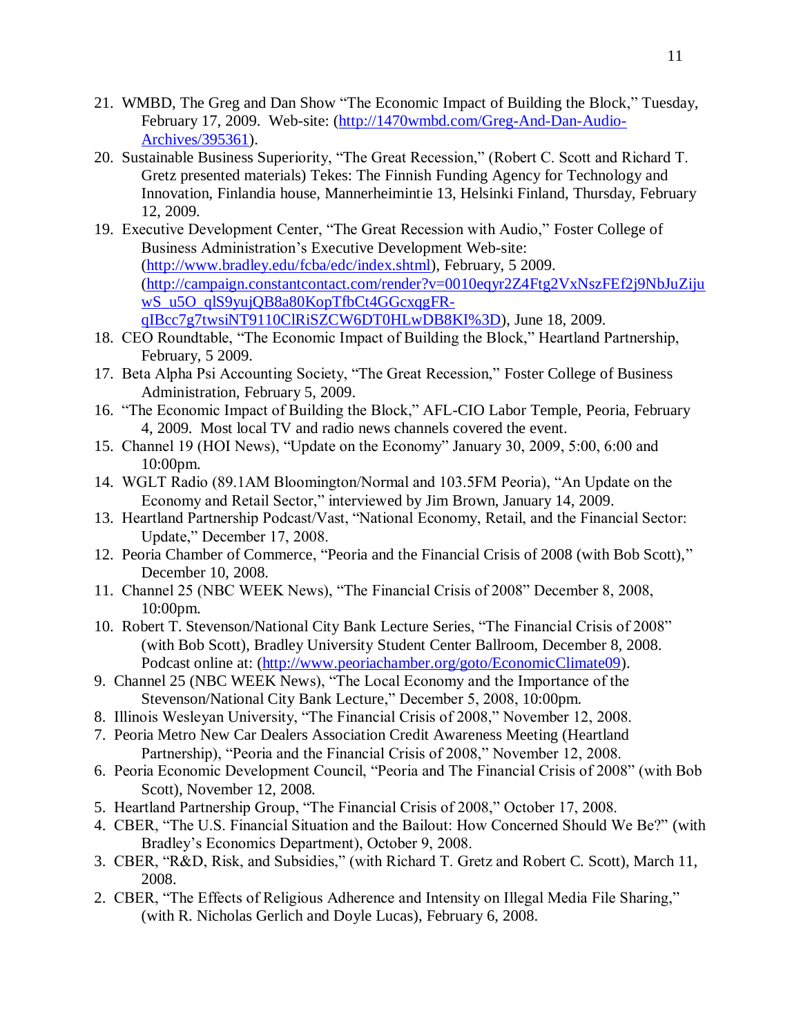21. WMBD, The Greg and Dan Show "The Economic Impact of Building the Block," Tuesday, February 17, 2009. Web-site: (http://1470wmbd.com/Greg-And-Dan-Audio-Archives/395361).
20. Sustainable Business Superiority, "The Great Recession," (Robert C. Scott and Richard T. Gretz presented materials) Tekes: The Finnish Funding Agency for Technology and Innovation, Finlandia house, Mannerheimintie 13, Helsinki Finland, Thursday, February 12, 2009.
19. Executive Development Center, "The Great Recession with Audio," Foster College of Business Administration's Executive Development Web-site: (http://www.bradley.edu/fcba/edc/index.shtml), February, 5 2009. (http://campaign.constantcontact.com/render?v=0010eqyr2Z4Ftg2VxNszFEf2j9NbJuZijuwS_u5O_qlS9yujQB8a80KopTfbCt4GGcxqgFR-qIBcc7g7twsiNT9110ClRiSZCW6DT0HLwDB8KI%3D), June 18, 2009.
18. CEO Roundtable, "The Economic Impact of Building the Block," Heartland Partnership, February, 5 2009.
17. Beta Alpha Psi Accounting Society, "The Great Recession," Foster College of Business Administration, February 5, 2009.
16. "The Economic Impact of Building the Block," AFL-CIO Labor Temple, Peoria, February 4, 2009. Most local TV and radio news channels covered the event.
15. Channel 19 (HOI News), "Update on the Economy" January 30, 2009, 5:00, 6:00 and 10:00pm.
14. WGLT Radio (89.1AM Bloomington/Normal and 103.5FM Peoria), "An Update on the Economy and Retail Sector," interviewed by Jim Brown, January 14, 2009.
13. Heartland Partnership Podcast/Vast, "National Economy, Retail, and the Financial Sector: Update," December 17, 2008.
12. Peoria Chamber of Commerce, "Peoria and the Financial Crisis of 2008 (with Bob Scott)," December 10, 2008.
11. Channel 25 (NBC WEEK News), "The Financial Crisis of 2008" December 8, 2008, 10:00pm.
10. Robert T. Stevenson/National City Bank Lecture Series, "The Financial Crisis of 2008" (with Bob Scott), Bradley University Student Center Ballroom, December 8, 2008. Podcast online at: (http://www.peoriachamber.org/goto/EconomicClimate09).
9. Channel 25 (NBC WEEK News), "The Local Economy and the Importance of the Stevenson/National City Bank Lecture," December 5, 2008, 10:00pm.
8. Illinois Wesleyan University, "The Financial Crisis of 2008," November 12, 2008.
7. Peoria Metro New Car Dealers Association Credit Awareness Meeting (Heartland Partnership), "Peoria and the Financial Crisis of 2008," November 12, 2008.
6. Peoria Economic Development Council, "Peoria and The Financial Crisis of 2008" (with Bob Scott), November 12, 2008.
5. Heartland Partnership Group, "The Financial Crisis of 2008," October 17, 2008.
4. CBER, "The U.S. Financial Situation and the Bailout: How Concerned Should We Be?" (with Bradley's Economics Department), October 9, 2008.
3. CBER, "R&D, Risk, and Subsidies," (with Richard T. Gretz and Robert C. Scott), March 11, 2008.
2. CBER, "The Effects of Religious Adherence and Intensity on Illegal Media File Sharing," (with R. Nicholas Gerlich and Doyle Lucas), February 6, 2008.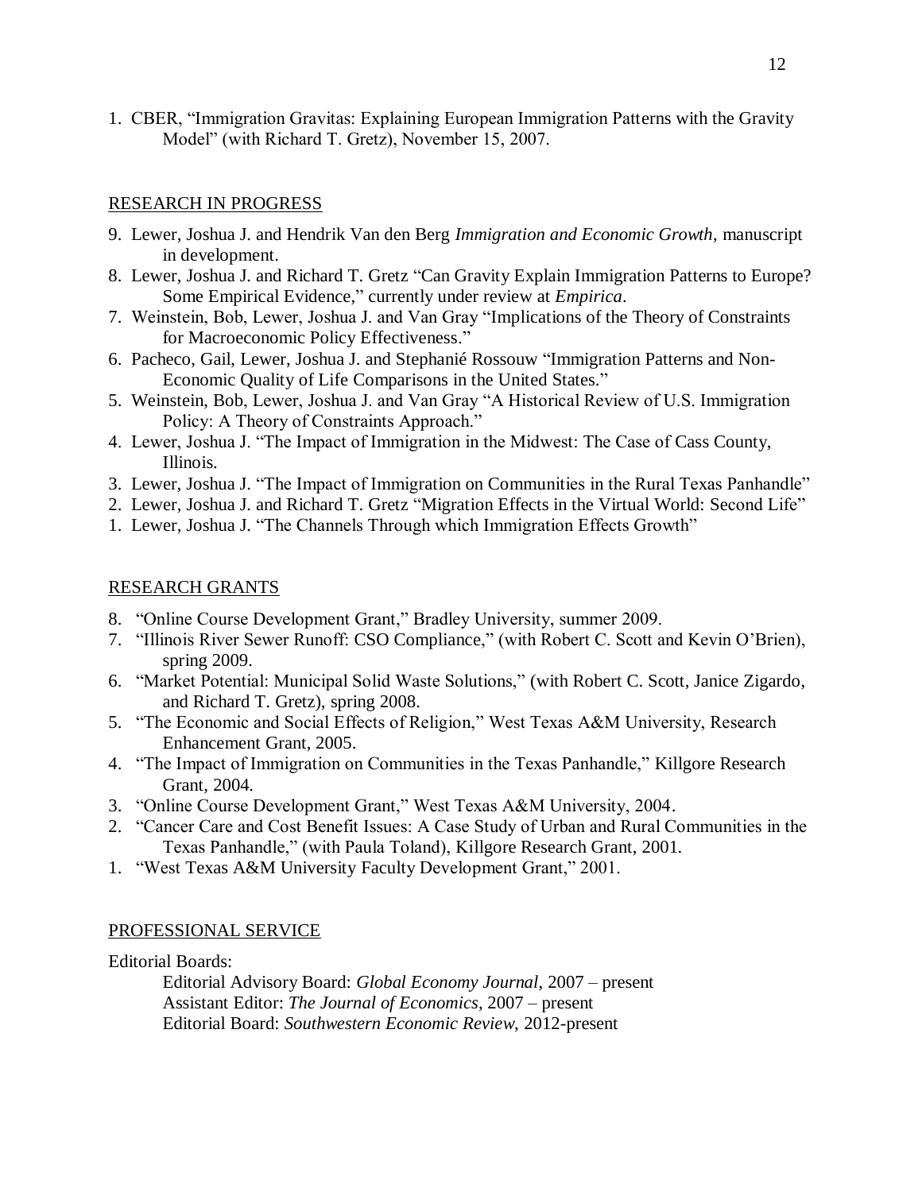1. CBER, "Immigration Gravitas: Explaining European Immigration Patterns with the Gravity Model" (with Richard T. Gretz), November 15, 2007.

## RESEARCH IN PROGRESS

9. Lewer, Joshua J. and Hendrik Van den Berg *Immigration and Economic Growth*, manuscript in development.
8. Lewer, Joshua J. and Richard T. Gretz "Can Gravity Explain Immigration Patterns to Europe? Some Empirical Evidence," currently under review at *Empirica*.
7. Weinstein, Bob, Lewer, Joshua J. and Van Gray "Implications of the Theory of Constraints for Macroeconomic Policy Effectiveness."
6. Pacheco, Gail, Lewer, Joshua J. and Stephanié Rossouw "Immigration Patterns and Non-Economic Quality of Life Comparisons in the United States."
5. Weinstein, Bob, Lewer, Joshua J. and Van Gray "A Historical Review of U.S. Immigration Policy: A Theory of Constraints Approach."
4. Lewer, Joshua J. "The Impact of Immigration in the Midwest: The Case of Cass County, Illinois.
3. Lewer, Joshua J. "The Impact of Immigration on Communities in the Rural Texas Panhandle"
2. Lewer, Joshua J. and Richard T. Gretz "Migration Effects in the Virtual World: Second Life"
1. Lewer, Joshua J. "The Channels Through which Immigration Effects Growth"

## RESEARCH GRANTS

8. "Online Course Development Grant," Bradley University, summer 2009.
7. "Illinois River Sewer Runoff: CSO Compliance," (with Robert C. Scott and Kevin O'Brien), spring 2009.
6. "Market Potential: Municipal Solid Waste Solutions," (with Robert C. Scott, Janice Zigardo, and Richard T. Gretz), spring 2008.
5. "The Economic and Social Effects of Religion," West Texas A&M University, Research Enhancement Grant, 2005.
4. "The Impact of Immigration on Communities in the Texas Panhandle," Killgore Research Grant, 2004.
3. "Online Course Development Grant," West Texas A&M University, 2004.
2. "Cancer Care and Cost Benefit Issues: A Case Study of Urban and Rural Communities in the Texas Panhandle," (with Paula Toland), Killgore Research Grant, 2001.
1. "West Texas A&M University Faculty Development Grant," 2001.

## PROFESSIONAL SERVICE

Editorial Boards:

Editorial Advisory Board: *Global Economy Journal*, 2007 – present
Assistant Editor: *The Journal of Economics*, 2007 – present
Editorial Board: *Southwestern Economic Review*, 2012-present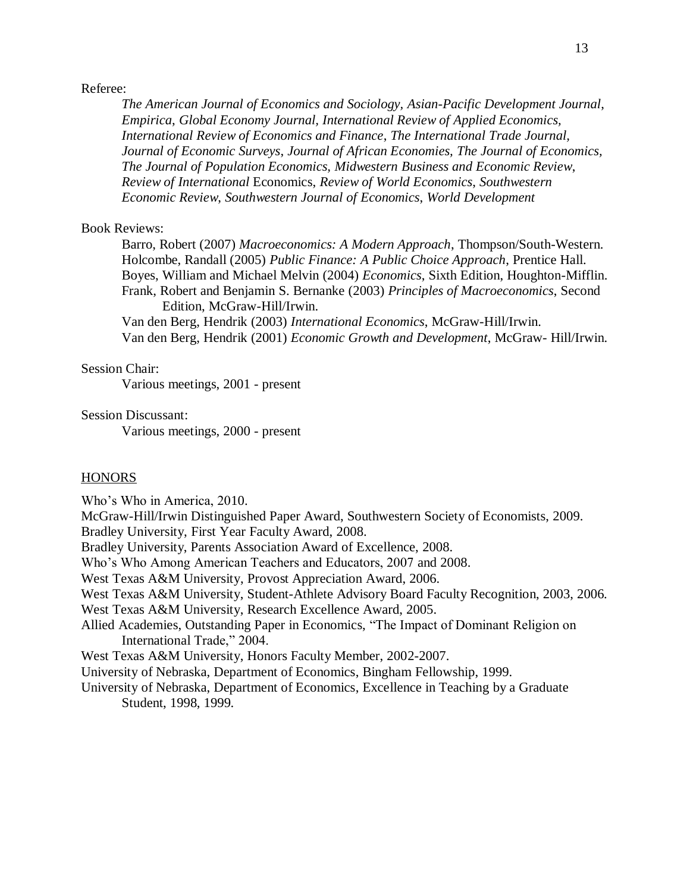Referee:

*The American Journal of Economics and Sociology*, *Asian-Pacific Development Journal*, *Empirica*, *Global Economy Journal*, *International Review of Applied Economics*, *International Review of Economics and Finance*, *The International Trade Journal*, *Journal of Economic Surveys*, *Journal of African Economies*, *The Journal of Economics*, *The Journal of Population Economics*, *Midwestern Business and Economic Review*, *Review of International* Economics, *Review of World Economics*, *Southwestern Economic Review*, *Southwestern Journal of Economics*, *World Development*

Book Reviews:

Barro, Robert (2007) *Macroeconomics: A Modern Approach*, Thompson/South-Western.
Holcombe, Randall (2005) *Public Finance: A Public Choice Approach*, Prentice Hall.
Boyes, William and Michael Melvin (2004) *Economics*, Sixth Edition, Houghton-Mifflin.
Frank, Robert and Benjamin S. Bernanke (2003) *Principles of Macroeconomics*, Second Edition, McGraw-Hill/Irwin.
Van den Berg, Hendrik (2003) *International Economics*, McGraw-Hill/Irwin.
Van den Berg, Hendrik (2001) *Economic Growth and Development*, McGraw- Hill/Irwin.

Session Chair:

Various meetings, 2001 - present

Session Discussant:

Various meetings, 2000 - present

## HONORS

Who's Who in America, 2010.
McGraw-Hill/Irwin Distinguished Paper Award, Southwestern Society of Economists, 2009.
Bradley University, First Year Faculty Award, 2008.
Bradley University, Parents Association Award of Excellence, 2008.
Who's Who Among American Teachers and Educators, 2007 and 2008.
West Texas A&M University, Provost Appreciation Award, 2006.
West Texas A&M University, Student-Athlete Advisory Board Faculty Recognition, 2003, 2006.
West Texas A&M University, Research Excellence Award, 2005.
Allied Academies, Outstanding Paper in Economics, "The Impact of Dominant Religion on International Trade," 2004.
West Texas A&M University, Honors Faculty Member, 2002-2007.
University of Nebraska, Department of Economics, Bingham Fellowship, 1999.
University of Nebraska, Department of Economics, Excellence in Teaching by a Graduate Student, 1998, 1999.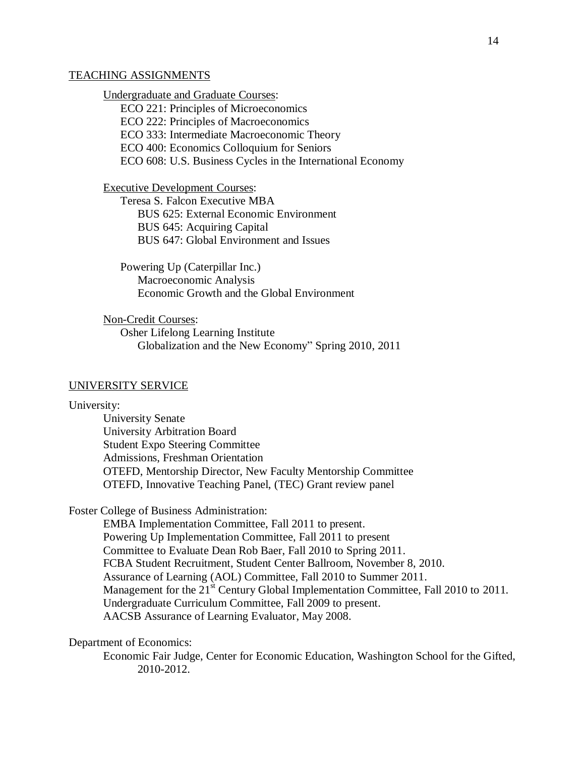## TEACHING ASSIGNMENTS

Undergraduate and Graduate Courses:

- ECO 221: Principles of Microeconomics
- ECO 222: Principles of Macroeconomics
- ECO 333: Intermediate Macroeconomic Theory
- ECO 400: Economics Colloquium for Seniors
- ECO 608: U.S. Business Cycles in the International Economy

Executive Development Courses:

- Teresa S. Falcon Executive MBA
  - BUS 625: External Economic Environment
  - BUS 645: Acquiring Capital
  - BUS 647: Global Environment and Issues
- Powering Up (Caterpillar Inc.)
  - Macroeconomic Analysis
  - Economic Growth and the Global Environment

Non-Credit Courses:

- Osher Lifelong Learning Institute
  - Globalization and the New Economy" Spring 2010, 2011

## UNIVERSITY SERVICE

University:

- University Senate
- University Arbitration Board
- Student Expo Steering Committee
- Admissions, Freshman Orientation
- OTEFD, Mentorship Director, New Faculty Mentorship Committee
- OTEFD, Innovative Teaching Panel, (TEC) Grant review panel

Foster College of Business Administration:

- EMBA Implementation Committee, Fall 2011 to present.
- Powering Up Implementation Committee, Fall 2011 to present
- Committee to Evaluate Dean Rob Baer, Fall 2010 to Spring 2011.
- FCBA Student Recruitment, Student Center Ballroom, November 8, 2010.
- Assurance of Learning (AOL) Committee, Fall 2010 to Summer 2011.
- Management for the 21st Century Global Implementation Committee, Fall 2010 to 2011.
- Undergraduate Curriculum Committee, Fall 2009 to present.
- AACSB Assurance of Learning Evaluator, May 2008.

Department of Economics:

- Economic Fair Judge, Center for Economic Education, Washington School for the Gifted, 2010-2012.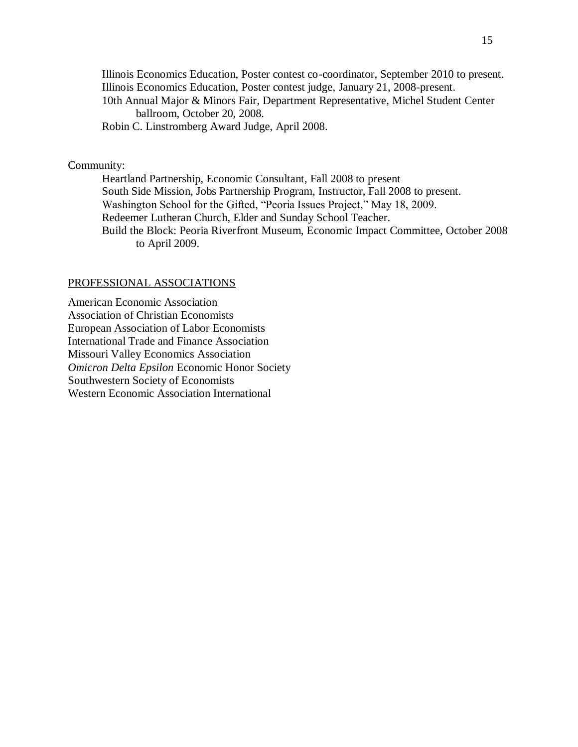Illinois Economics Education, Poster contest co-coordinator, September 2010 to present.
Illinois Economics Education, Poster contest judge, January 21, 2008-present.
10th Annual Major & Minors Fair, Department Representative, Michel Student Center ballroom, October 20, 2008.
Robin C. Linstromberg Award Judge, April 2008.

Community:

Heartland Partnership, Economic Consultant, Fall 2008 to present
South Side Mission, Jobs Partnership Program, Instructor, Fall 2008 to present.
Washington School for the Gifted, "Peoria Issues Project," May 18, 2009.
Redeemer Lutheran Church, Elder and Sunday School Teacher.
Build the Block: Peoria Riverfront Museum, Economic Impact Committee, October 2008 to April 2009.

## PROFESSIONAL ASSOCIATIONS

American Economic Association
Association of Christian Economists
European Association of Labor Economists
International Trade and Finance Association
Missouri Valley Economics Association
*Omicron Delta Epsilon* Economic Honor Society
Southwestern Society of Economists
Western Economic Association International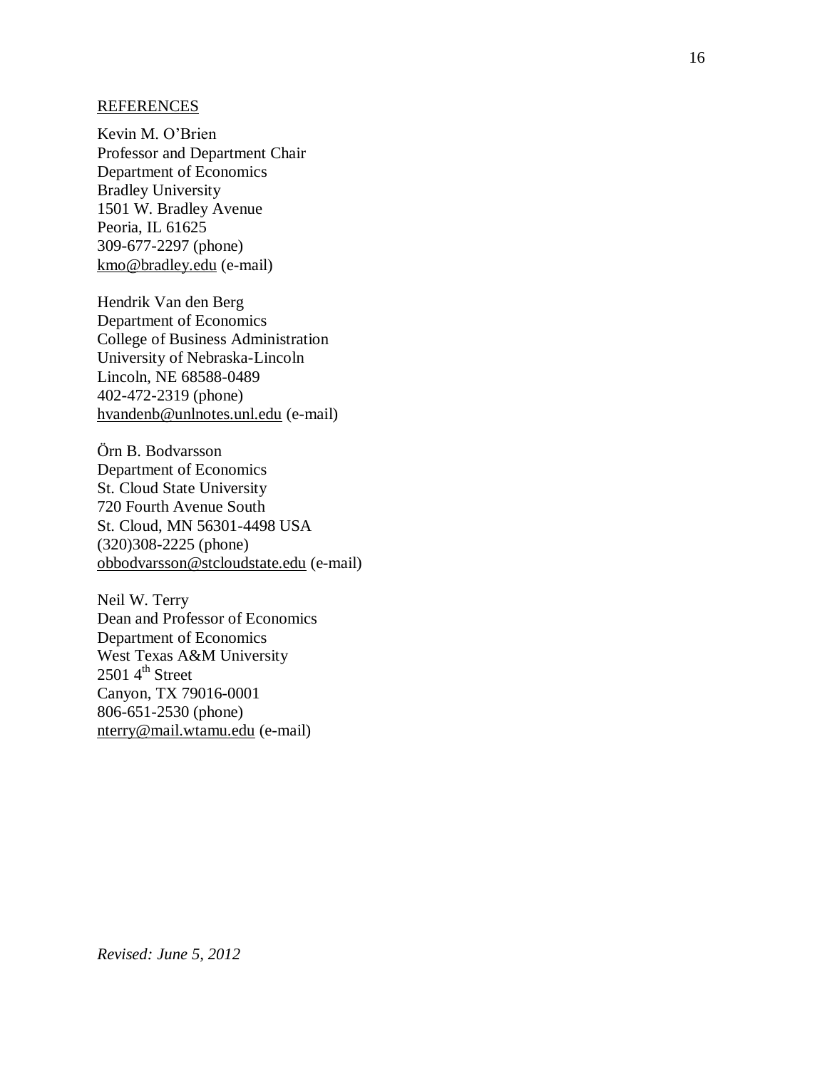## REFERENCES

Kevin M. O'Brien
Professor and Department Chair
Department of Economics
Bradley University
1501 W. Bradley Avenue
Peoria, IL 61625
309-677-2297 (phone)
kmo@bradley.edu (e-mail)

Hendrik Van den Berg
Department of Economics
College of Business Administration
University of Nebraska-Lincoln
Lincoln, NE 68588-0489
402-472-2319 (phone)
hvandenb@unlnotes.unl.edu (e-mail)

Örn B. Bodvarsson
Department of Economics
St. Cloud State University
720 Fourth Avenue South
St. Cloud, MN 56301-4498 USA
(320)308-2225 (phone)
obbodvarsson@stcloudstate.edu (e-mail)

Neil W. Terry
Dean and Professor of Economics
Department of Economics
West Texas A&M University
2501 4th Street
Canyon, TX 79016-0001
806-651-2530 (phone)
nterry@mail.wtamu.edu (e-mail)

*Revised: June 5, 2012*